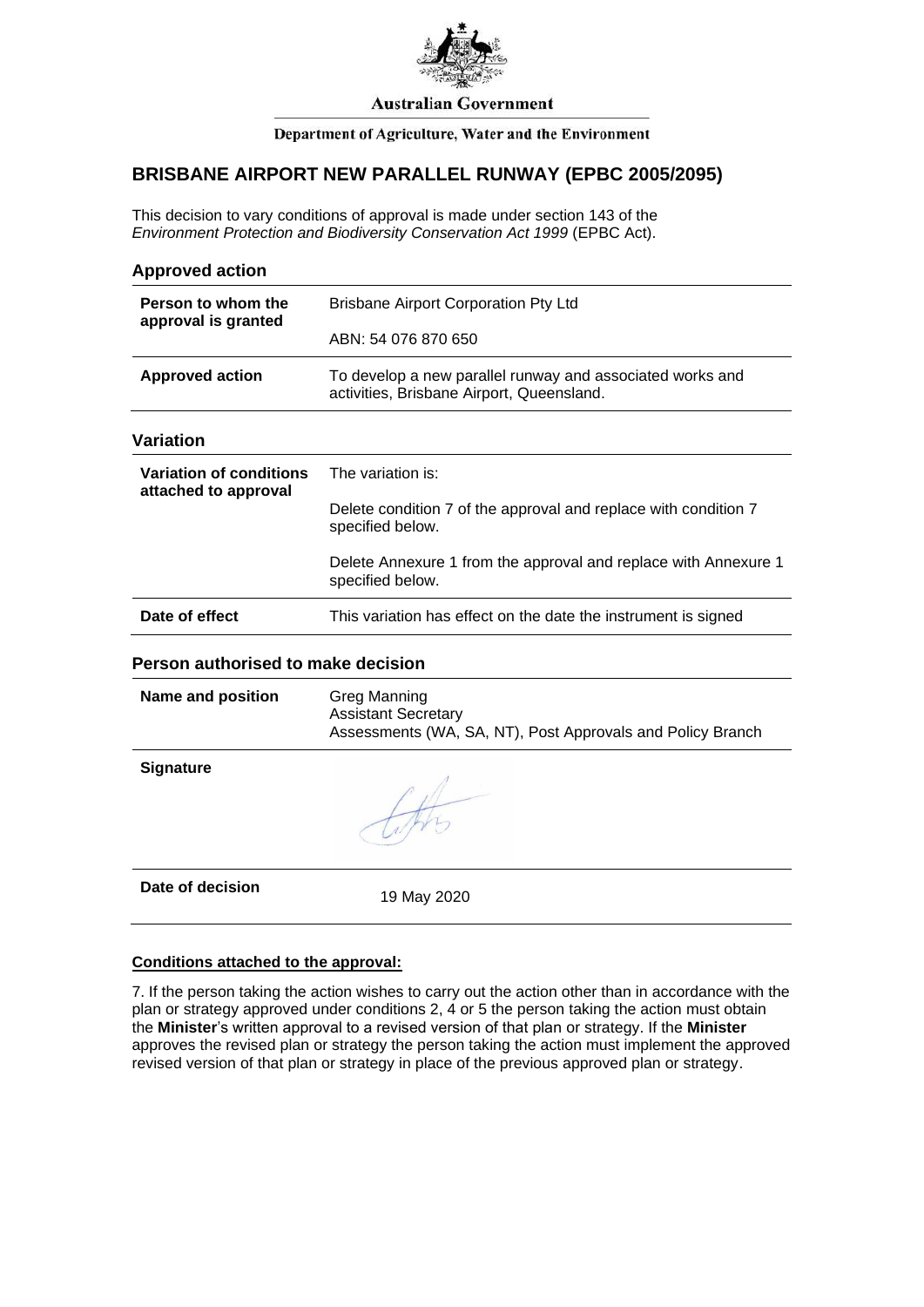Australian Government

Department of Agriculture, Water and the Environment

# BRISBANE AIRPORT NEW PARALLEL RUNWAY (EPBC 2005/2095)

This decision to vary conditions of approval is made under section 143 of the *Environment Protection and Biodiversity Conservation Act 1999* (EPBC Act).

## Approved action

| | |
|---|---|
| **Person to whom the approval is granted** | Brisbane Airport Corporation Pty Ltd<br>ABN: 54 076 870 650 |
| **Approved action** | To develop a new parallel runway and associated works and activities, Brisbane Airport, Queensland. |

## Variation

| | |
|---|---|
| **Variation of conditions attached to approval** | The variation is:<br>Delete condition 7 of the approval and replace with condition 7 specified below.<br>Delete Annexure 1 from the approval and replace with Annexure 1 specified below. |
| **Date of effect** | This variation has effect on the date the instrument is signed |

## Person authorised to make decision

| | |
|---|---|
| **Name and position** | Greg Manning<br>Assistant Secretary<br>Assessments (WA, SA, NT), Post Approvals and Policy Branch |
| **Signature** | |
| **Date of decision** | 19 May 2020 |

**Conditions attached to the approval:**

7. If the person taking the action wishes to carry out the action other than in accordance with the plan or strategy approved under conditions 2, 4 or 5 the person taking the action must obtain the **Minister**'s written approval to a revised version of that plan or strategy. If the **Minister** approves the revised plan or strategy the person taking the action must implement the approved revised version of that plan or strategy in place of the previous approved plan or strategy.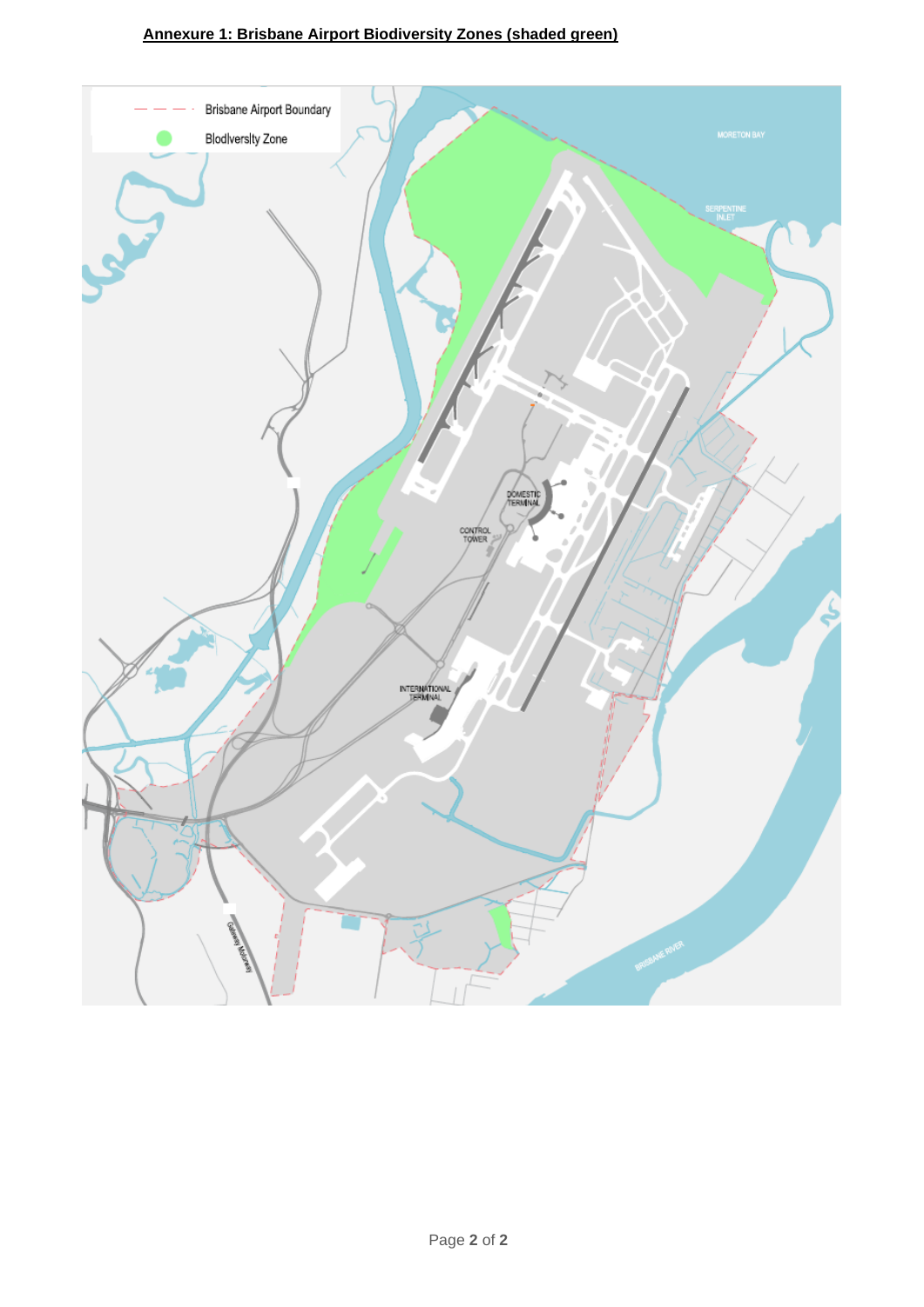**Annexure 1: Brisbane Airport Biodiversity Zones (shaded green)**

Brisbane Airport Boundary

Biodiversity Zone

MORETON BAY

SERPENTINE INLET

DOMESTIC TERMINAL

CONTROL TOWER

INTERNATIONAL TERMINAL

Gateway Motorway

BRISBANE RIVER